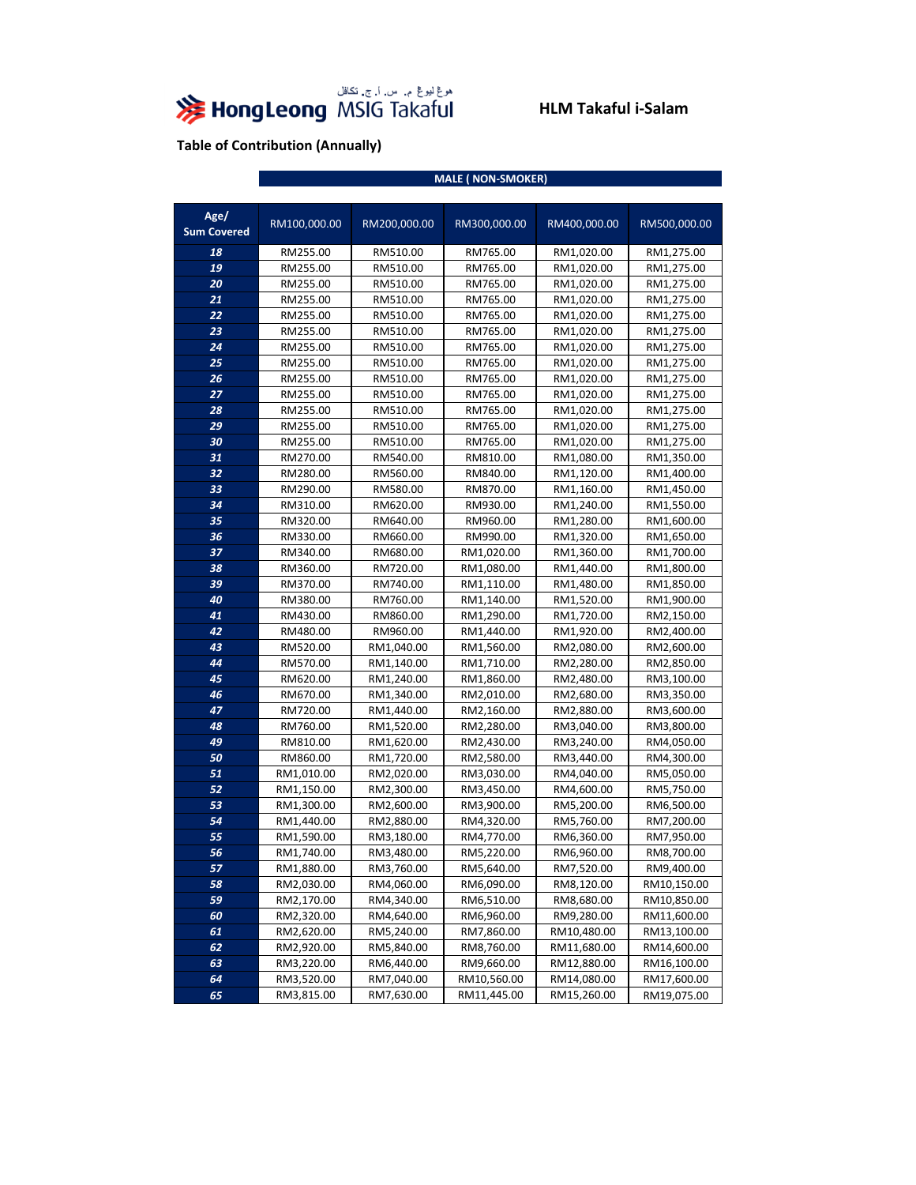HongLeong MSIG Takaful هوع ليوغ م. س. أ. ج. تكافل

**HLM Takaful i-Salam**

**Table of Contribution (Annually)**

| Age/ Sum Covered | MALE ( NON-SMOKER) | | | | |
|---|---|---|---|---|---|
| | RM100,000.00 | RM200,000.00 | RM300,000.00 | RM400,000.00 | RM500,000.00 |
| 18 | RM255.00 | RM510.00 | RM765.00 | RM1,020.00 | RM1,275.00 |
| 19 | RM255.00 | RM510.00 | RM765.00 | RM1,020.00 | RM1,275.00 |
| 20 | RM255.00 | RM510.00 | RM765.00 | RM1,020.00 | RM1,275.00 |
| 21 | RM255.00 | RM510.00 | RM765.00 | RM1,020.00 | RM1,275.00 |
| 22 | RM255.00 | RM510.00 | RM765.00 | RM1,020.00 | RM1,275.00 |
| 23 | RM255.00 | RM510.00 | RM765.00 | RM1,020.00 | RM1,275.00 |
| 24 | RM255.00 | RM510.00 | RM765.00 | RM1,020.00 | RM1,275.00 |
| 25 | RM255.00 | RM510.00 | RM765.00 | RM1,020.00 | RM1,275.00 |
| 26 | RM255.00 | RM510.00 | RM765.00 | RM1,020.00 | RM1,275.00 |
| 27 | RM255.00 | RM510.00 | RM765.00 | RM1,020.00 | RM1,275.00 |
| 28 | RM255.00 | RM510.00 | RM765.00 | RM1,020.00 | RM1,275.00 |
| 29 | RM255.00 | RM510.00 | RM765.00 | RM1,020.00 | RM1,275.00 |
| 30 | RM255.00 | RM510.00 | RM765.00 | RM1,020.00 | RM1,275.00 |
| 31 | RM270.00 | RM540.00 | RM810.00 | RM1,080.00 | RM1,350.00 |
| 32 | RM280.00 | RM560.00 | RM840.00 | RM1,120.00 | RM1,400.00 |
| 33 | RM290.00 | RM580.00 | RM870.00 | RM1,160.00 | RM1,450.00 |
| 34 | RM310.00 | RM620.00 | RM930.00 | RM1,240.00 | RM1,550.00 |
| 35 | RM320.00 | RM640.00 | RM960.00 | RM1,280.00 | RM1,600.00 |
| 36 | RM330.00 | RM660.00 | RM990.00 | RM1,320.00 | RM1,650.00 |
| 37 | RM340.00 | RM680.00 | RM1,020.00 | RM1,360.00 | RM1,700.00 |
| 38 | RM360.00 | RM720.00 | RM1,080.00 | RM1,440.00 | RM1,800.00 |
| 39 | RM370.00 | RM740.00 | RM1,110.00 | RM1,480.00 | RM1,850.00 |
| 40 | RM380.00 | RM760.00 | RM1,140.00 | RM1,520.00 | RM1,900.00 |
| 41 | RM430.00 | RM860.00 | RM1,290.00 | RM1,720.00 | RM2,150.00 |
| 42 | RM480.00 | RM960.00 | RM1,440.00 | RM1,920.00 | RM2,400.00 |
| 43 | RM520.00 | RM1,040.00 | RM1,560.00 | RM2,080.00 | RM2,600.00 |
| 44 | RM570.00 | RM1,140.00 | RM1,710.00 | RM2,280.00 | RM2,850.00 |
| 45 | RM620.00 | RM1,240.00 | RM1,860.00 | RM2,480.00 | RM3,100.00 |
| 46 | RM670.00 | RM1,340.00 | RM2,010.00 | RM2,680.00 | RM3,350.00 |
| 47 | RM720.00 | RM1,440.00 | RM2,160.00 | RM2,880.00 | RM3,600.00 |
| 48 | RM760.00 | RM1,520.00 | RM2,280.00 | RM3,040.00 | RM3,800.00 |
| 49 | RM810.00 | RM1,620.00 | RM2,430.00 | RM3,240.00 | RM4,050.00 |
| 50 | RM860.00 | RM1,720.00 | RM2,580.00 | RM3,440.00 | RM4,300.00 |
| 51 | RM1,010.00 | RM2,020.00 | RM3,030.00 | RM4,040.00 | RM5,050.00 |
| 52 | RM1,150.00 | RM2,300.00 | RM3,450.00 | RM4,600.00 | RM5,750.00 |
| 53 | RM1,300.00 | RM2,600.00 | RM3,900.00 | RM5,200.00 | RM6,500.00 |
| 54 | RM1,440.00 | RM2,880.00 | RM4,320.00 | RM5,760.00 | RM7,200.00 |
| 55 | RM1,590.00 | RM3,180.00 | RM4,770.00 | RM6,360.00 | RM7,950.00 |
| 56 | RM1,740.00 | RM3,480.00 | RM5,220.00 | RM6,960.00 | RM8,700.00 |
| 57 | RM1,880.00 | RM3,760.00 | RM5,640.00 | RM7,520.00 | RM9,400.00 |
| 58 | RM2,030.00 | RM4,060.00 | RM6,090.00 | RM8,120.00 | RM10,150.00 |
| 59 | RM2,170.00 | RM4,340.00 | RM6,510.00 | RM8,680.00 | RM10,850.00 |
| 60 | RM2,320.00 | RM4,640.00 | RM6,960.00 | RM9,280.00 | RM11,600.00 |
| 61 | RM2,620.00 | RM5,240.00 | RM7,860.00 | RM10,480.00 | RM13,100.00 |
| 62 | RM2,920.00 | RM5,840.00 | RM8,760.00 | RM11,680.00 | RM14,600.00 |
| 63 | RM3,220.00 | RM6,440.00 | RM9,660.00 | RM12,880.00 | RM16,100.00 |
| 64 | RM3,520.00 | RM7,040.00 | RM10,560.00 | RM14,080.00 | RM17,600.00 |
| 65 | RM3,815.00 | RM7,630.00 | RM11,445.00 | RM15,260.00 | RM19,075.00 |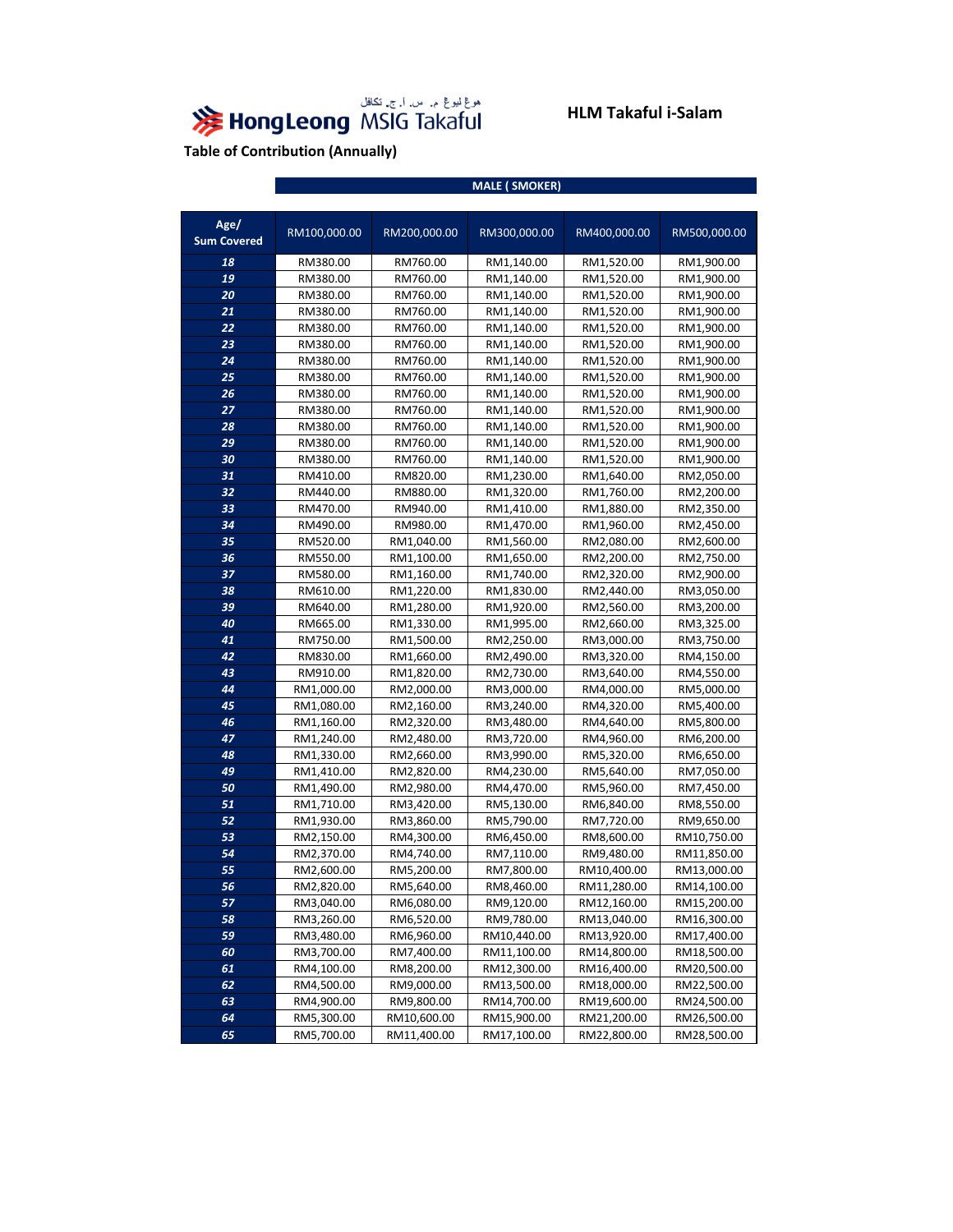هوڠ ليوڠ م. س. ا. ج. تكافل **HongLeong MSIG Takaful**

**HLM Takaful i-Salam**

**Table of Contribution (Annually)**

**MALE ( SMOKER)**

| Age/ Sum Covered | RM100,000.00 | RM200,000.00 | RM300,000.00 | RM400,000.00 | RM500,000.00 |
|---|---|---|---|---|---|
| 18 | RM380.00 | RM760.00 | RM1,140.00 | RM1,520.00 | RM1,900.00 |
| 19 | RM380.00 | RM760.00 | RM1,140.00 | RM1,520.00 | RM1,900.00 |
| 20 | RM380.00 | RM760.00 | RM1,140.00 | RM1,520.00 | RM1,900.00 |
| 21 | RM380.00 | RM760.00 | RM1,140.00 | RM1,520.00 | RM1,900.00 |
| 22 | RM380.00 | RM760.00 | RM1,140.00 | RM1,520.00 | RM1,900.00 |
| 23 | RM380.00 | RM760.00 | RM1,140.00 | RM1,520.00 | RM1,900.00 |
| 24 | RM380.00 | RM760.00 | RM1,140.00 | RM1,520.00 | RM1,900.00 |
| 25 | RM380.00 | RM760.00 | RM1,140.00 | RM1,520.00 | RM1,900.00 |
| 26 | RM380.00 | RM760.00 | RM1,140.00 | RM1,520.00 | RM1,900.00 |
| 27 | RM380.00 | RM760.00 | RM1,140.00 | RM1,520.00 | RM1,900.00 |
| 28 | RM380.00 | RM760.00 | RM1,140.00 | RM1,520.00 | RM1,900.00 |
| 29 | RM380.00 | RM760.00 | RM1,140.00 | RM1,520.00 | RM1,900.00 |
| 30 | RM380.00 | RM760.00 | RM1,140.00 | RM1,520.00 | RM1,900.00 |
| 31 | RM410.00 | RM820.00 | RM1,230.00 | RM1,640.00 | RM2,050.00 |
| 32 | RM440.00 | RM880.00 | RM1,320.00 | RM1,760.00 | RM2,200.00 |
| 33 | RM470.00 | RM940.00 | RM1,410.00 | RM1,880.00 | RM2,350.00 |
| 34 | RM490.00 | RM980.00 | RM1,470.00 | RM1,960.00 | RM2,450.00 |
| 35 | RM520.00 | RM1,040.00 | RM1,560.00 | RM2,080.00 | RM2,600.00 |
| 36 | RM550.00 | RM1,100.00 | RM1,650.00 | RM2,200.00 | RM2,750.00 |
| 37 | RM580.00 | RM1,160.00 | RM1,740.00 | RM2,320.00 | RM2,900.00 |
| 38 | RM610.00 | RM1,220.00 | RM1,830.00 | RM2,440.00 | RM3,050.00 |
| 39 | RM640.00 | RM1,280.00 | RM1,920.00 | RM2,560.00 | RM3,200.00 |
| 40 | RM665.00 | RM1,330.00 | RM1,995.00 | RM2,660.00 | RM3,325.00 |
| 41 | RM750.00 | RM1,500.00 | RM2,250.00 | RM3,000.00 | RM3,750.00 |
| 42 | RM830.00 | RM1,660.00 | RM2,490.00 | RM3,320.00 | RM4,150.00 |
| 43 | RM910.00 | RM1,820.00 | RM2,730.00 | RM3,640.00 | RM4,550.00 |
| 44 | RM1,000.00 | RM2,000.00 | RM3,000.00 | RM4,000.00 | RM5,000.00 |
| 45 | RM1,080.00 | RM2,160.00 | RM3,240.00 | RM4,320.00 | RM5,400.00 |
| 46 | RM1,160.00 | RM2,320.00 | RM3,480.00 | RM4,640.00 | RM5,800.00 |
| 47 | RM1,240.00 | RM2,480.00 | RM3,720.00 | RM4,960.00 | RM6,200.00 |
| 48 | RM1,330.00 | RM2,660.00 | RM3,990.00 | RM5,320.00 | RM6,650.00 |
| 49 | RM1,410.00 | RM2,820.00 | RM4,230.00 | RM5,640.00 | RM7,050.00 |
| 50 | RM1,490.00 | RM2,980.00 | RM4,470.00 | RM5,960.00 | RM7,450.00 |
| 51 | RM1,710.00 | RM3,420.00 | RM5,130.00 | RM6,840.00 | RM8,550.00 |
| 52 | RM1,930.00 | RM3,860.00 | RM5,790.00 | RM7,720.00 | RM9,650.00 |
| 53 | RM2,150.00 | RM4,300.00 | RM6,450.00 | RM8,600.00 | RM10,750.00 |
| 54 | RM2,370.00 | RM4,740.00 | RM7,110.00 | RM9,480.00 | RM11,850.00 |
| 55 | RM2,600.00 | RM5,200.00 | RM7,800.00 | RM10,400.00 | RM13,000.00 |
| 56 | RM2,820.00 | RM5,640.00 | RM8,460.00 | RM11,280.00 | RM14,100.00 |
| 57 | RM3,040.00 | RM6,080.00 | RM9,120.00 | RM12,160.00 | RM15,200.00 |
| 58 | RM3,260.00 | RM6,520.00 | RM9,780.00 | RM13,040.00 | RM16,300.00 |
| 59 | RM3,480.00 | RM6,960.00 | RM10,440.00 | RM13,920.00 | RM17,400.00 |
| 60 | RM3,700.00 | RM7,400.00 | RM11,100.00 | RM14,800.00 | RM18,500.00 |
| 61 | RM4,100.00 | RM8,200.00 | RM12,300.00 | RM16,400.00 | RM20,500.00 |
| 62 | RM4,500.00 | RM9,000.00 | RM13,500.00 | RM18,000.00 | RM22,500.00 |
| 63 | RM4,900.00 | RM9,800.00 | RM14,700.00 | RM19,600.00 | RM24,500.00 |
| 64 | RM5,300.00 | RM10,600.00 | RM15,900.00 | RM21,200.00 | RM26,500.00 |
| 65 | RM5,700.00 | RM11,400.00 | RM17,100.00 | RM22,800.00 | RM28,500.00 |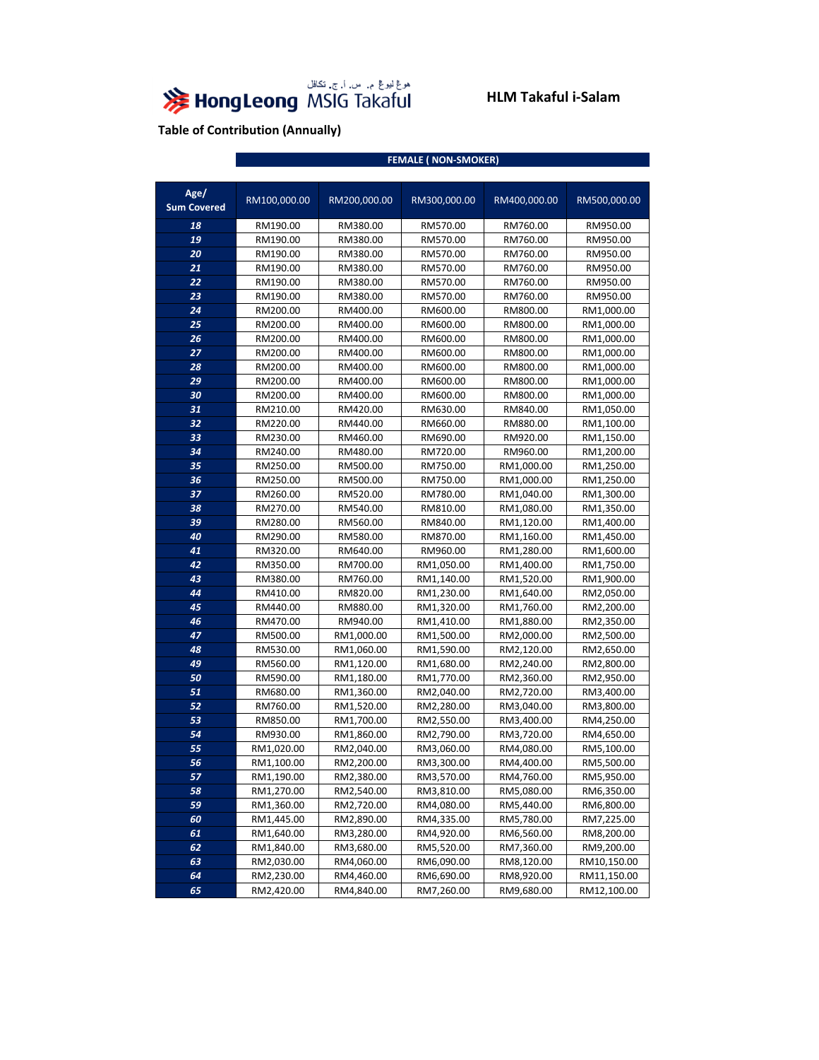HongLeong MSIG Takaful هوڠ ليوڠ م. س. ا. ج. تكافل

# HLM Takaful i-Salam

## Table of Contribution (Annually)

| | FEMALE ( NON-SMOKER) | | | | |
|---|---|---|---|---|---|
| **Age/ Sum Covered** | RM100,000.00 | RM200,000.00 | RM300,000.00 | RM400,000.00 | RM500,000.00 |
| **18** | RM190.00 | RM380.00 | RM570.00 | RM760.00 | RM950.00 |
| **19** | RM190.00 | RM380.00 | RM570.00 | RM760.00 | RM950.00 |
| **20** | RM190.00 | RM380.00 | RM570.00 | RM760.00 | RM950.00 |
| **21** | RM190.00 | RM380.00 | RM570.00 | RM760.00 | RM950.00 |
| **22** | RM190.00 | RM380.00 | RM570.00 | RM760.00 | RM950.00 |
| **23** | RM190.00 | RM380.00 | RM570.00 | RM760.00 | RM950.00 |
| **24** | RM200.00 | RM400.00 | RM600.00 | RM800.00 | RM1,000.00 |
| **25** | RM200.00 | RM400.00 | RM600.00 | RM800.00 | RM1,000.00 |
| **26** | RM200.00 | RM400.00 | RM600.00 | RM800.00 | RM1,000.00 |
| **27** | RM200.00 | RM400.00 | RM600.00 | RM800.00 | RM1,000.00 |
| **28** | RM200.00 | RM400.00 | RM600.00 | RM800.00 | RM1,000.00 |
| **29** | RM200.00 | RM400.00 | RM600.00 | RM800.00 | RM1,000.00 |
| **30** | RM200.00 | RM400.00 | RM600.00 | RM800.00 | RM1,000.00 |
| **31** | RM210.00 | RM420.00 | RM630.00 | RM840.00 | RM1,050.00 |
| **32** | RM220.00 | RM440.00 | RM660.00 | RM880.00 | RM1,100.00 |
| **33** | RM230.00 | RM460.00 | RM690.00 | RM920.00 | RM1,150.00 |
| **34** | RM240.00 | RM480.00 | RM720.00 | RM960.00 | RM1,200.00 |
| **35** | RM250.00 | RM500.00 | RM750.00 | RM1,000.00 | RM1,250.00 |
| **36** | RM250.00 | RM500.00 | RM750.00 | RM1,000.00 | RM1,250.00 |
| **37** | RM260.00 | RM520.00 | RM780.00 | RM1,040.00 | RM1,300.00 |
| **38** | RM270.00 | RM540.00 | RM810.00 | RM1,080.00 | RM1,350.00 |
| **39** | RM280.00 | RM560.00 | RM840.00 | RM1,120.00 | RM1,400.00 |
| **40** | RM290.00 | RM580.00 | RM870.00 | RM1,160.00 | RM1,450.00 |
| **41** | RM320.00 | RM640.00 | RM960.00 | RM1,280.00 | RM1,600.00 |
| **42** | RM350.00 | RM700.00 | RM1,050.00 | RM1,400.00 | RM1,750.00 |
| **43** | RM380.00 | RM760.00 | RM1,140.00 | RM1,520.00 | RM1,900.00 |
| **44** | RM410.00 | RM820.00 | RM1,230.00 | RM1,640.00 | RM2,050.00 |
| **45** | RM440.00 | RM880.00 | RM1,320.00 | RM1,760.00 | RM2,200.00 |
| **46** | RM470.00 | RM940.00 | RM1,410.00 | RM1,880.00 | RM2,350.00 |
| **47** | RM500.00 | RM1,000.00 | RM1,500.00 | RM2,000.00 | RM2,500.00 |
| **48** | RM530.00 | RM1,060.00 | RM1,590.00 | RM2,120.00 | RM2,650.00 |
| **49** | RM560.00 | RM1,120.00 | RM1,680.00 | RM2,240.00 | RM2,800.00 |
| **50** | RM590.00 | RM1,180.00 | RM1,770.00 | RM2,360.00 | RM2,950.00 |
| **51** | RM680.00 | RM1,360.00 | RM2,040.00 | RM2,720.00 | RM3,400.00 |
| **52** | RM760.00 | RM1,520.00 | RM2,280.00 | RM3,040.00 | RM3,800.00 |
| **53** | RM850.00 | RM1,700.00 | RM2,550.00 | RM3,400.00 | RM4,250.00 |
| **54** | RM930.00 | RM1,860.00 | RM2,790.00 | RM3,720.00 | RM4,650.00 |
| **55** | RM1,020.00 | RM2,040.00 | RM3,060.00 | RM4,080.00 | RM5,100.00 |
| **56** | RM1,100.00 | RM2,200.00 | RM3,300.00 | RM4,400.00 | RM5,500.00 |
| **57** | RM1,190.00 | RM2,380.00 | RM3,570.00 | RM4,760.00 | RM5,950.00 |
| **58** | RM1,270.00 | RM2,540.00 | RM3,810.00 | RM5,080.00 | RM6,350.00 |
| **59** | RM1,360.00 | RM2,720.00 | RM4,080.00 | RM5,440.00 | RM6,800.00 |
| **60** | RM1,445.00 | RM2,890.00 | RM4,335.00 | RM5,780.00 | RM7,225.00 |
| **61** | RM1,640.00 | RM3,280.00 | RM4,920.00 | RM6,560.00 | RM8,200.00 |
| **62** | RM1,840.00 | RM3,680.00 | RM5,520.00 | RM7,360.00 | RM9,200.00 |
| **63** | RM2,030.00 | RM4,060.00 | RM6,090.00 | RM8,120.00 | RM10,150.00 |
| **64** | RM2,230.00 | RM4,460.00 | RM6,690.00 | RM8,920.00 | RM11,150.00 |
| **65** | RM2,420.00 | RM4,840.00 | RM7,260.00 | RM9,680.00 | RM12,100.00 |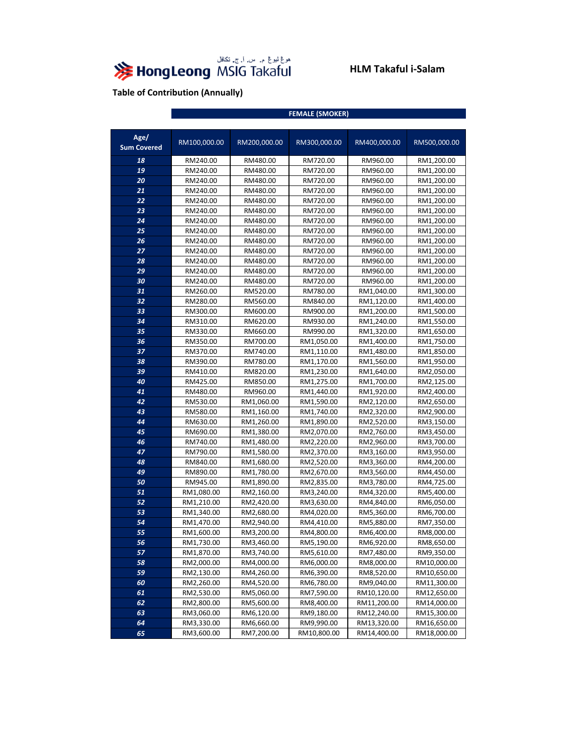HongLeong MSIG Takaful

هوغ ليوغ م. س. ا. ج. تكافل

## HLM Takaful i-Salam

### Table of Contribution (Annually)

| Age/ Sum Covered | FEMALE (SMOKER) | | | | |
|---|---|---|---|---|---|
| | RM100,000.00 | RM200,000.00 | RM300,000.00 | RM400,000.00 | RM500,000.00 |
| 18 | RM240.00 | RM480.00 | RM720.00 | RM960.00 | RM1,200.00 |
| 19 | RM240.00 | RM480.00 | RM720.00 | RM960.00 | RM1,200.00 |
| 20 | RM240.00 | RM480.00 | RM720.00 | RM960.00 | RM1,200.00 |
| 21 | RM240.00 | RM480.00 | RM720.00 | RM960.00 | RM1,200.00 |
| 22 | RM240.00 | RM480.00 | RM720.00 | RM960.00 | RM1,200.00 |
| 23 | RM240.00 | RM480.00 | RM720.00 | RM960.00 | RM1,200.00 |
| 24 | RM240.00 | RM480.00 | RM720.00 | RM960.00 | RM1,200.00 |
| 25 | RM240.00 | RM480.00 | RM720.00 | RM960.00 | RM1,200.00 |
| 26 | RM240.00 | RM480.00 | RM720.00 | RM960.00 | RM1,200.00 |
| 27 | RM240.00 | RM480.00 | RM720.00 | RM960.00 | RM1,200.00 |
| 28 | RM240.00 | RM480.00 | RM720.00 | RM960.00 | RM1,200.00 |
| 29 | RM240.00 | RM480.00 | RM720.00 | RM960.00 | RM1,200.00 |
| 30 | RM240.00 | RM480.00 | RM720.00 | RM960.00 | RM1,200.00 |
| 31 | RM260.00 | RM520.00 | RM780.00 | RM1,040.00 | RM1,300.00 |
| 32 | RM280.00 | RM560.00 | RM840.00 | RM1,120.00 | RM1,400.00 |
| 33 | RM300.00 | RM600.00 | RM900.00 | RM1,200.00 | RM1,500.00 |
| 34 | RM310.00 | RM620.00 | RM930.00 | RM1,240.00 | RM1,550.00 |
| 35 | RM330.00 | RM660.00 | RM990.00 | RM1,320.00 | RM1,650.00 |
| 36 | RM350.00 | RM700.00 | RM1,050.00 | RM1,400.00 | RM1,750.00 |
| 37 | RM370.00 | RM740.00 | RM1,110.00 | RM1,480.00 | RM1,850.00 |
| 38 | RM390.00 | RM780.00 | RM1,170.00 | RM1,560.00 | RM1,950.00 |
| 39 | RM410.00 | RM820.00 | RM1,230.00 | RM1,640.00 | RM2,050.00 |
| 40 | RM425.00 | RM850.00 | RM1,275.00 | RM1,700.00 | RM2,125.00 |
| 41 | RM480.00 | RM960.00 | RM1,440.00 | RM1,920.00 | RM2,400.00 |
| 42 | RM530.00 | RM1,060.00 | RM1,590.00 | RM2,120.00 | RM2,650.00 |
| 43 | RM580.00 | RM1,160.00 | RM1,740.00 | RM2,320.00 | RM2,900.00 |
| 44 | RM630.00 | RM1,260.00 | RM1,890.00 | RM2,520.00 | RM3,150.00 |
| 45 | RM690.00 | RM1,380.00 | RM2,070.00 | RM2,760.00 | RM3,450.00 |
| 46 | RM740.00 | RM1,480.00 | RM2,220.00 | RM2,960.00 | RM3,700.00 |
| 47 | RM790.00 | RM1,580.00 | RM2,370.00 | RM3,160.00 | RM3,950.00 |
| 48 | RM840.00 | RM1,680.00 | RM2,520.00 | RM3,360.00 | RM4,200.00 |
| 49 | RM890.00 | RM1,780.00 | RM2,670.00 | RM3,560.00 | RM4,450.00 |
| 50 | RM945.00 | RM1,890.00 | RM2,835.00 | RM3,780.00 | RM4,725.00 |
| 51 | RM1,080.00 | RM2,160.00 | RM3,240.00 | RM4,320.00 | RM5,400.00 |
| 52 | RM1,210.00 | RM2,420.00 | RM3,630.00 | RM4,840.00 | RM6,050.00 |
| 53 | RM1,340.00 | RM2,680.00 | RM4,020.00 | RM5,360.00 | RM6,700.00 |
| 54 | RM1,470.00 | RM2,940.00 | RM4,410.00 | RM5,880.00 | RM7,350.00 |
| 55 | RM1,600.00 | RM3,200.00 | RM4,800.00 | RM6,400.00 | RM8,000.00 |
| 56 | RM1,730.00 | RM3,460.00 | RM5,190.00 | RM6,920.00 | RM8,650.00 |
| 57 | RM1,870.00 | RM3,740.00 | RM5,610.00 | RM7,480.00 | RM9,350.00 |
| 58 | RM2,000.00 | RM4,000.00 | RM6,000.00 | RM8,000.00 | RM10,000.00 |
| 59 | RM2,130.00 | RM4,260.00 | RM6,390.00 | RM8,520.00 | RM10,650.00 |
| 60 | RM2,260.00 | RM4,520.00 | RM6,780.00 | RM9,040.00 | RM11,300.00 |
| 61 | RM2,530.00 | RM5,060.00 | RM7,590.00 | RM10,120.00 | RM12,650.00 |
| 62 | RM2,800.00 | RM5,600.00 | RM8,400.00 | RM11,200.00 | RM14,000.00 |
| 63 | RM3,060.00 | RM6,120.00 | RM9,180.00 | RM12,240.00 | RM15,300.00 |
| 64 | RM3,330.00 | RM6,660.00 | RM9,990.00 | RM13,320.00 | RM16,650.00 |
| 65 | RM3,600.00 | RM7,200.00 | RM10,800.00 | RM14,400.00 | RM18,000.00 |